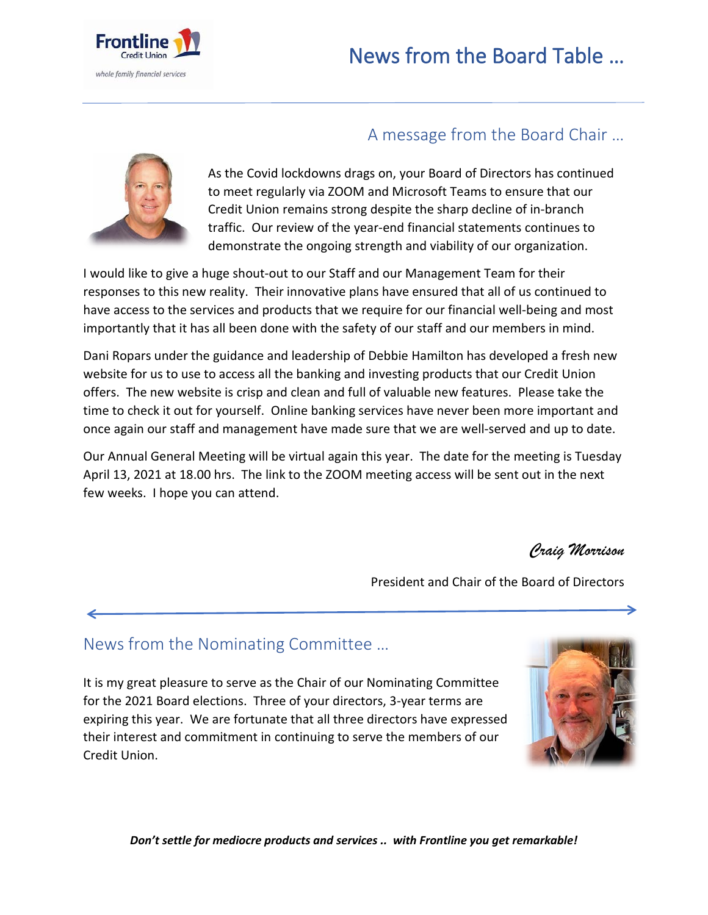# News from the Board Table …

## A message from the Board Chair …

As the Covid lockdowns drags on, your Board of Directors has continued to meet regularly via ZOOM and Microsoft Teams to ensure that our Credit Union remains strong despite the sharp decline of in-branch traffic. Our review of the year-end financial statements continues to demonstrate the ongoing strength and viability of our organization.

I would like to give a huge shout-out to our Staff and our Management Team for their responses to this new reality. Their innovative plans have ensured that all of us continued to have access to the services and products that we require for our financial well-being and most importantly that it has all been done with the safety of our staff and our members in mind.

Dani Ropars under the guidance and leadership of Debbie Hamilton has developed a fresh new website for us to use to access all the banking and investing products that our Credit Union offers. The new website is crisp and clean and full of valuable new features. Please take the time to check it out for yourself. Online banking services have never been more important and once again our staff and management have made sure that we are well-served and up to date.

Our Annual General Meeting will be virtual again this year. The date for the meeting is Tuesday April 13, 2021 at 18.00 hrs. The link to the ZOOM meeting access will be sent out in the next few weeks. I hope you can attend.

*Craig Morrison*

President and Chair of the Board of Directors

## News from the Nominating Committee …

It is my great pleasure to serve as the Chair of our Nominating Committee for the 2021 Board elections. Three of your directors, 3-year terms are expiring this year. We are fortunate that all three directors have expressed their interest and commitment in continuing to serve the members of our Credit Union.

***Don't settle for mediocre products and services .. with Frontline you get remarkable!***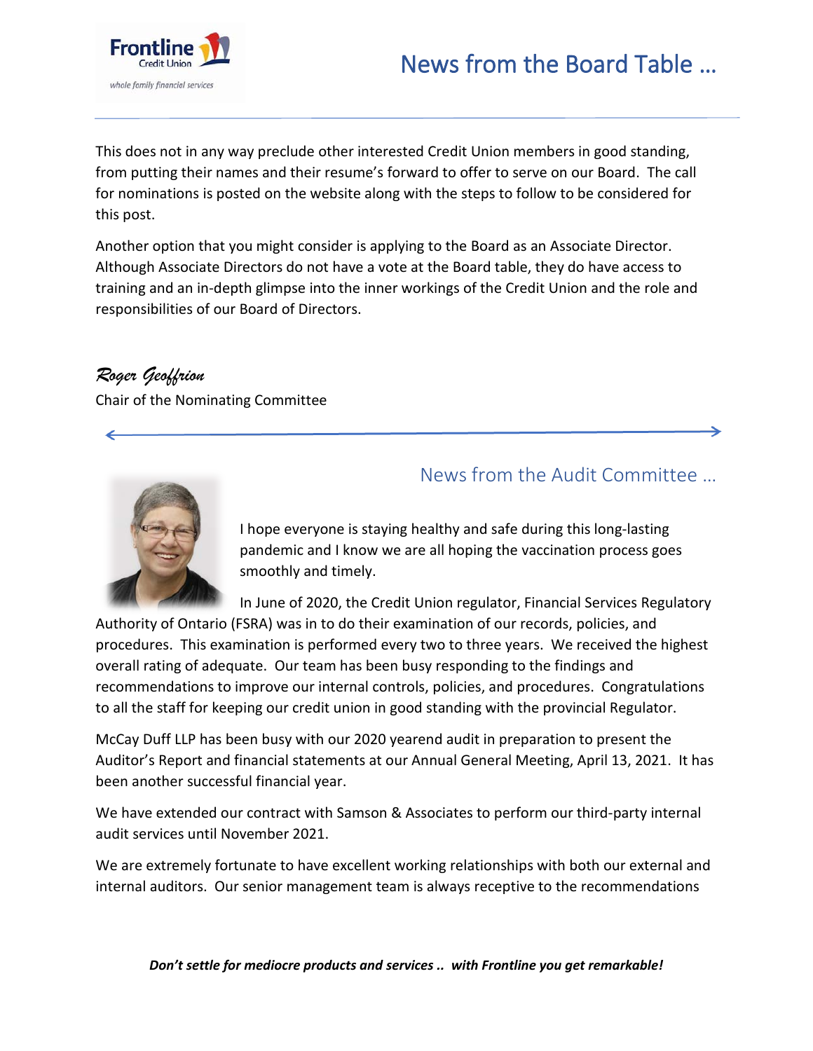# News from the Board Table …

This does not in any way preclude other interested Credit Union members in good standing, from putting their names and their resume's forward to offer to serve on our Board. The call for nominations is posted on the website along with the steps to follow to be considered for this post.

Another option that you might consider is applying to the Board as an Associate Director. Although Associate Directors do not have a vote at the Board table, they do have access to training and an in-depth glimpse into the inner workings of the Credit Union and the role and responsibilities of our Board of Directors.

*Roger Geoffrion*

Chair of the Nominating Committee

## News from the Audit Committee …

I hope everyone is staying healthy and safe during this long-lasting pandemic and I know we are all hoping the vaccination process goes smoothly and timely.

In June of 2020, the Credit Union regulator, Financial Services Regulatory Authority of Ontario (FSRA) was in to do their examination of our records, policies, and procedures. This examination is performed every two to three years. We received the highest overall rating of adequate. Our team has been busy responding to the findings and recommendations to improve our internal controls, policies, and procedures. Congratulations to all the staff for keeping our credit union in good standing with the provincial Regulator.

McCay Duff LLP has been busy with our 2020 yearend audit in preparation to present the Auditor's Report and financial statements at our Annual General Meeting, April 13, 2021. It has been another successful financial year.

We have extended our contract with Samson & Associates to perform our third-party internal audit services until November 2021.

We are extremely fortunate to have excellent working relationships with both our external and internal auditors. Our senior management team is always receptive to the recommendations

***Don't settle for mediocre products and services .. with Frontline you get remarkable!***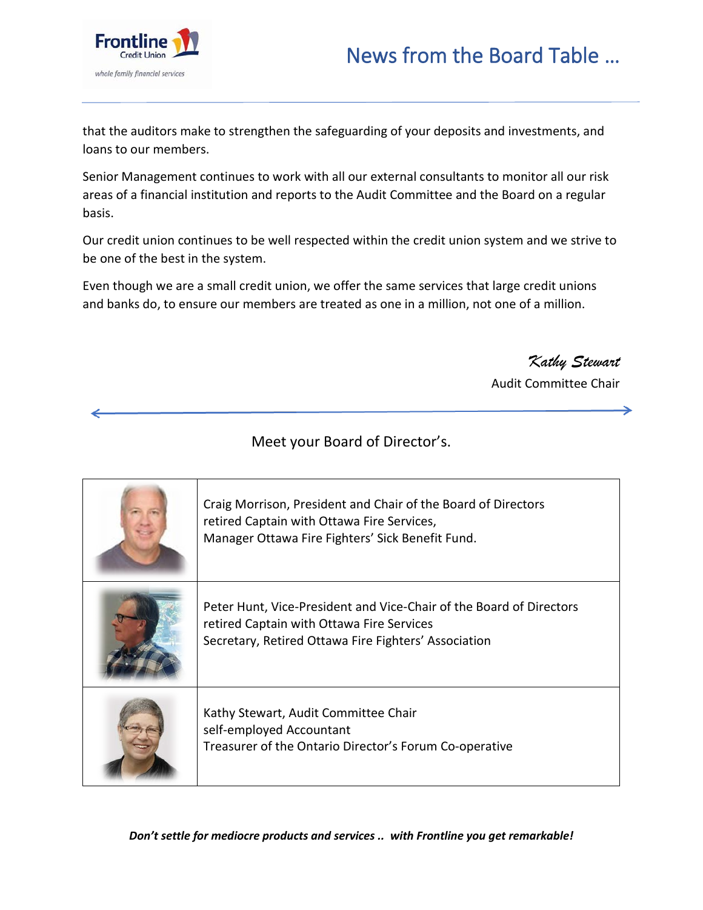that the auditors make to strengthen the safeguarding of your deposits and investments, and loans to our members.

Senior Management continues to work with all our external consultants to monitor all our risk areas of a financial institution and reports to the Audit Committee and the Board on a regular basis.

Our credit union continues to be well respected within the credit union system and we strive to be one of the best in the system.

Even though we are a small credit union, we offer the same services that large credit unions and banks do, to ensure our members are treated as one in a million, not one of a million.

*Kathy Stewart*
Audit Committee Chair

## Meet your Board of Director's.

| | |
|---|---|
| | Craig Morrison, President and Chair of the Board of Directors<br>retired Captain with Ottawa Fire Services,<br>Manager Ottawa Fire Fighters' Sick Benefit Fund. |
| | Peter Hunt, Vice-President and Vice-Chair of the Board of Directors<br>retired Captain with Ottawa Fire Services<br>Secretary, Retired Ottawa Fire Fighters' Association |
| | Kathy Stewart, Audit Committee Chair<br>self-employed Accountant<br>Treasurer of the Ontario Director's Forum Co-operative |

***Don't settle for mediocre products and services .. with Frontline you get remarkable!***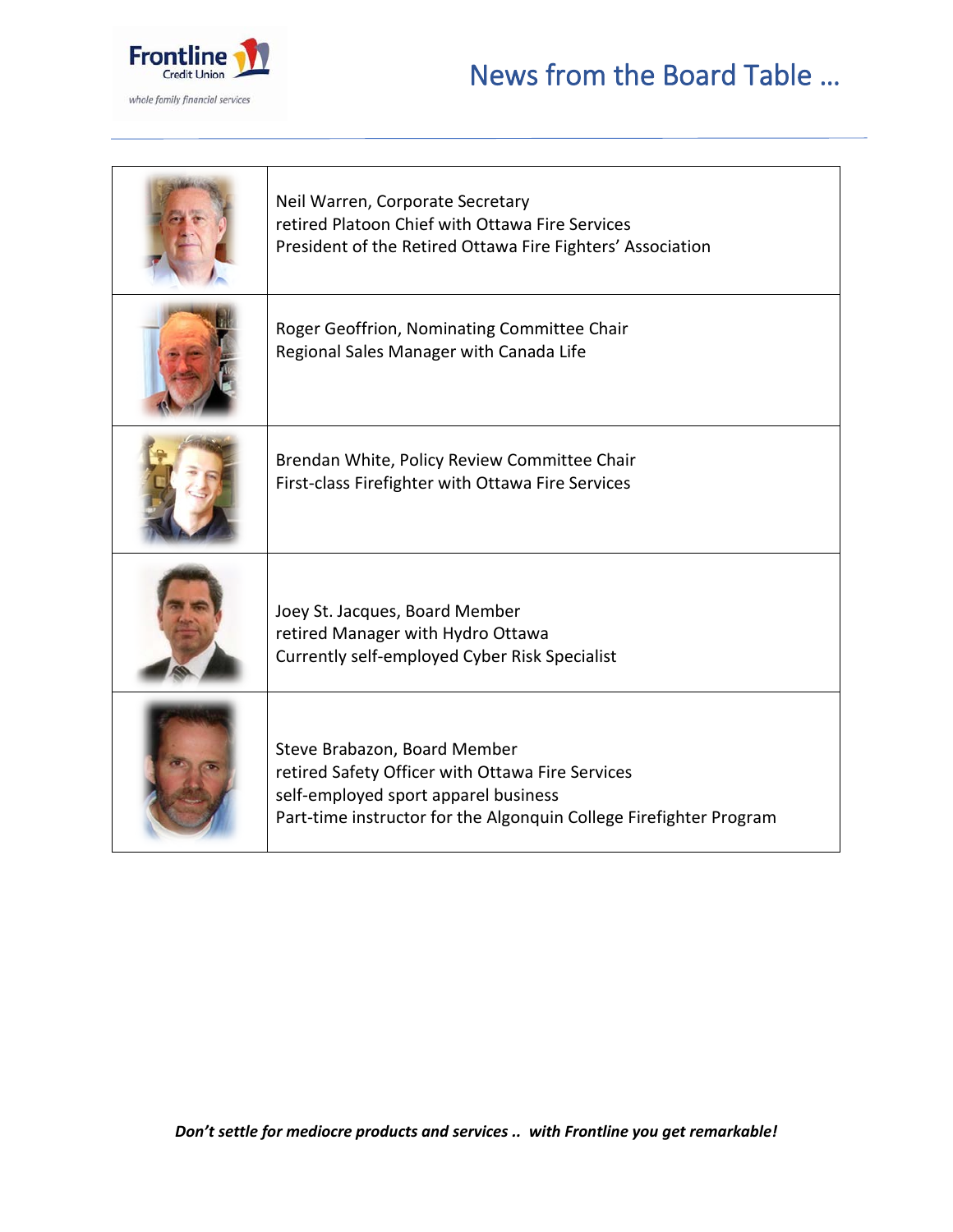| | |
|---|---|
| | Neil Warren, Corporate Secretary<br>retired Platoon Chief with Ottawa Fire Services<br>President of the Retired Ottawa Fire Fighters' Association |
| | Roger Geoffrion, Nominating Committee Chair<br>Regional Sales Manager with Canada Life |
| | Brendan White, Policy Review Committee Chair<br>First-class Firefighter with Ottawa Fire Services |
| | Joey St. Jacques, Board Member<br>retired Manager with Hydro Ottawa<br>Currently self-employed Cyber Risk Specialist |
| | Steve Brabazon, Board Member<br>retired Safety Officer with Ottawa Fire Services<br>self-employed sport apparel business<br>Part-time instructor for the Algonquin College Firefighter Program |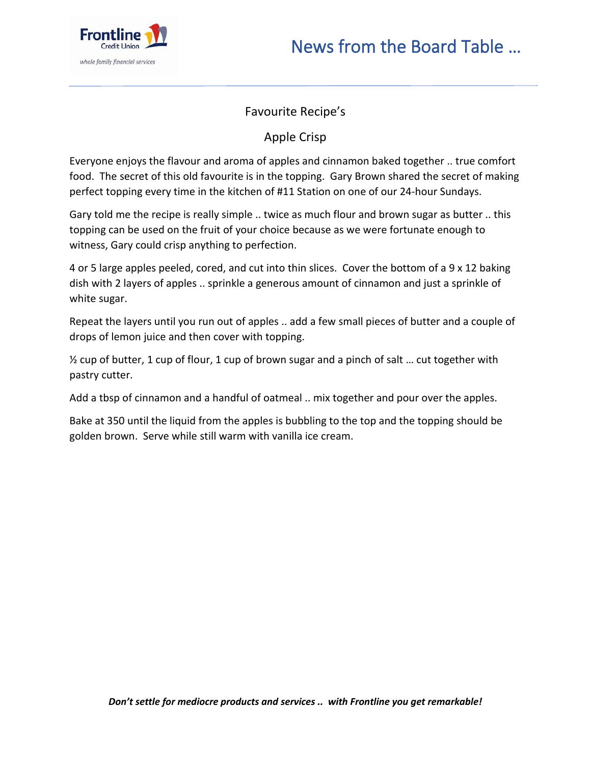## Favourite Recipe's

### Apple Crisp

Everyone enjoys the flavour and aroma of apples and cinnamon baked together .. true comfort food. The secret of this old favourite is in the topping. Gary Brown shared the secret of making perfect topping every time in the kitchen of #11 Station on one of our 24-hour Sundays.

Gary told me the recipe is really simple .. twice as much flour and brown sugar as butter .. this topping can be used on the fruit of your choice because as we were fortunate enough to witness, Gary could crisp anything to perfection.

4 or 5 large apples peeled, cored, and cut into thin slices. Cover the bottom of a 9 x 12 baking dish with 2 layers of apples .. sprinkle a generous amount of cinnamon and just a sprinkle of white sugar.

Repeat the layers until you run out of apples .. add a few small pieces of butter and a couple of drops of lemon juice and then cover with topping.

½ cup of butter, 1 cup of flour, 1 cup of brown sugar and a pinch of salt … cut together with pastry cutter.

Add a tbsp of cinnamon and a handful of oatmeal .. mix together and pour over the apples.

Bake at 350 until the liquid from the apples is bubbling to the top and the topping should be golden brown. Serve while still warm with vanilla ice cream.